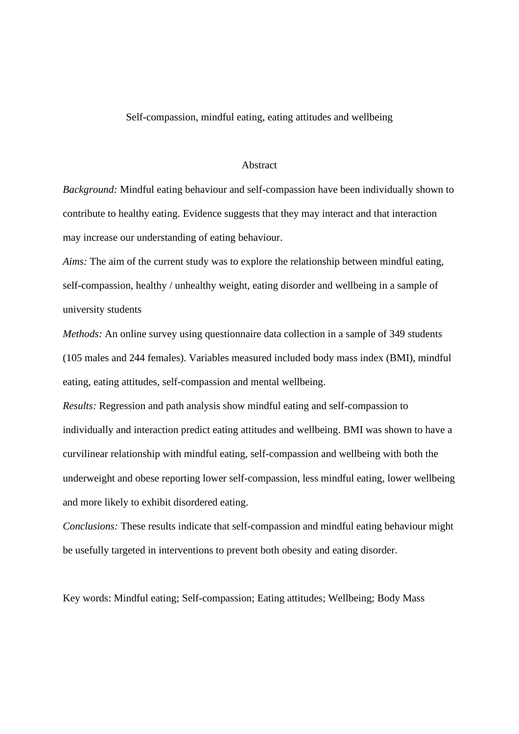# Self-compassion, mindful eating, eating attitudes and wellbeing

## Abstract

*Background:* Mindful eating behaviour and self-compassion have been individually shown to contribute to healthy eating. Evidence suggests that they may interact and that interaction may increase our understanding of eating behaviour.

*Aims:* The aim of the current study was to explore the relationship between mindful eating, self-compassion, healthy / unhealthy weight, eating disorder and wellbeing in a sample of university students

*Methods:* An online survey using questionnaire data collection in a sample of 349 students (105 males and 244 females). Variables measured included body mass index (BMI), mindful eating, eating attitudes, self-compassion and mental wellbeing.

*Results:* Regression and path analysis show mindful eating and self-compassion to individually and interaction predict eating attitudes and wellbeing. BMI was shown to have a curvilinear relationship with mindful eating, self-compassion and wellbeing with both the underweight and obese reporting lower self-compassion, less mindful eating, lower wellbeing and more likely to exhibit disordered eating.

*Conclusions:* These results indicate that self-compassion and mindful eating behaviour might be usefully targeted in interventions to prevent both obesity and eating disorder.

Key words: Mindful eating; Self-compassion; Eating attitudes; Wellbeing; Body Mass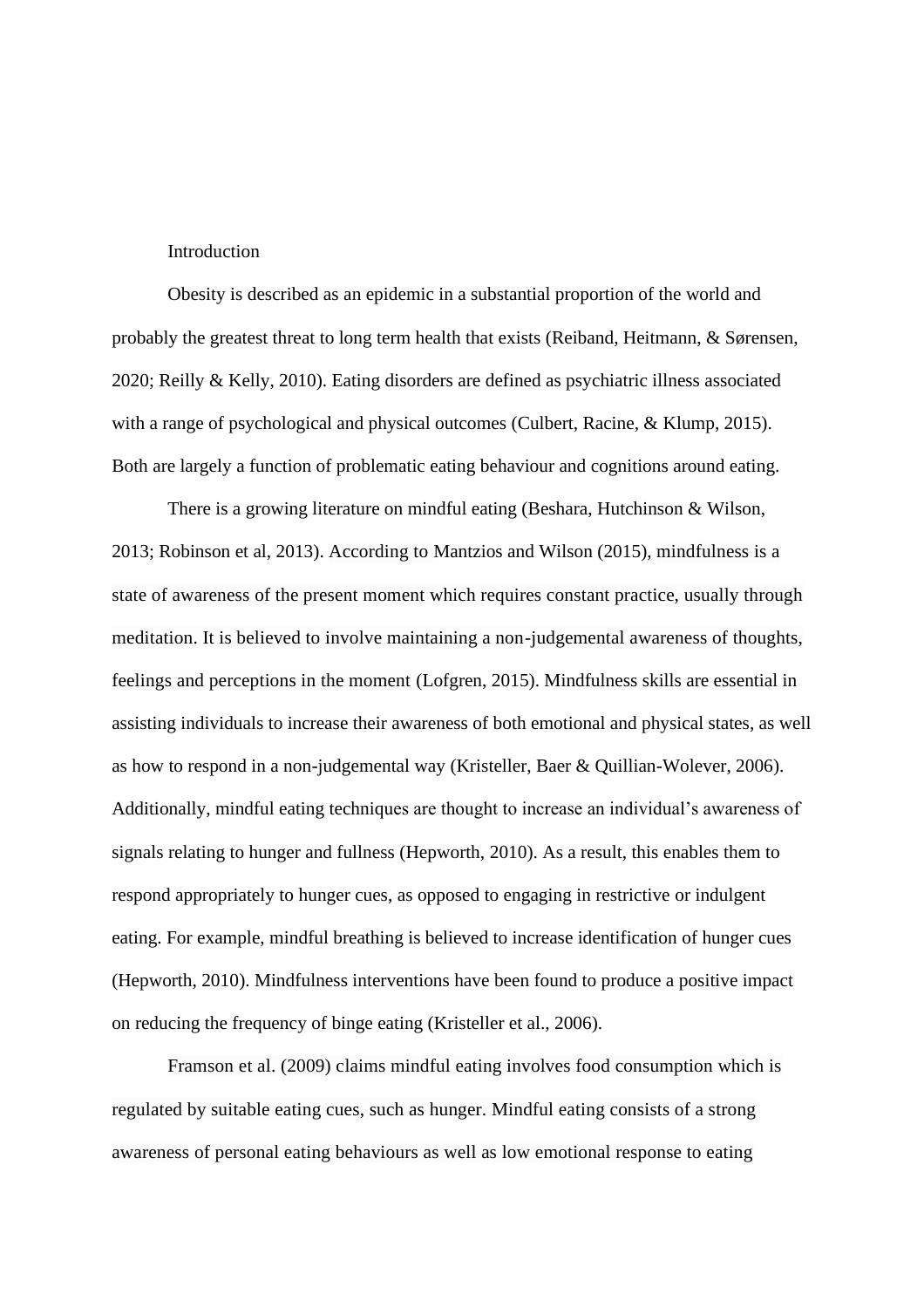# Introduction

Obesity is described as an epidemic in a substantial proportion of the world and probably the greatest threat to long term health that exists (Reiband, Heitmann, & Sørensen, 2020; Reilly & Kelly, 2010). Eating disorders are defined as psychiatric illness associated with a range of psychological and physical outcomes (Culbert, Racine, & Klump, 2015). Both are largely a function of problematic eating behaviour and cognitions around eating.

There is a growing literature on mindful eating (Beshara, Hutchinson & Wilson, 2013; Robinson et al, 2013). According to Mantzios and Wilson (2015), mindfulness is a state of awareness of the present moment which requires constant practice, usually through meditation. It is believed to involve maintaining a non-judgemental awareness of thoughts, feelings and perceptions in the moment (Lofgren, 2015). Mindfulness skills are essential in assisting individuals to increase their awareness of both emotional and physical states, as well as how to respond in a non-judgemental way (Kristeller, Baer & Quillian-Wolever, 2006). Additionally, mindful eating techniques are thought to increase an individual's awareness of signals relating to hunger and fullness (Hepworth, 2010). As a result, this enables them to respond appropriately to hunger cues, as opposed to engaging in restrictive or indulgent eating. For example, mindful breathing is believed to increase identification of hunger cues (Hepworth, 2010). Mindfulness interventions have been found to produce a positive impact on reducing the frequency of binge eating (Kristeller et al., 2006).

Framson et al. (2009) claims mindful eating involves food consumption which is regulated by suitable eating cues, such as hunger. Mindful eating consists of a strong awareness of personal eating behaviours as well as low emotional response to eating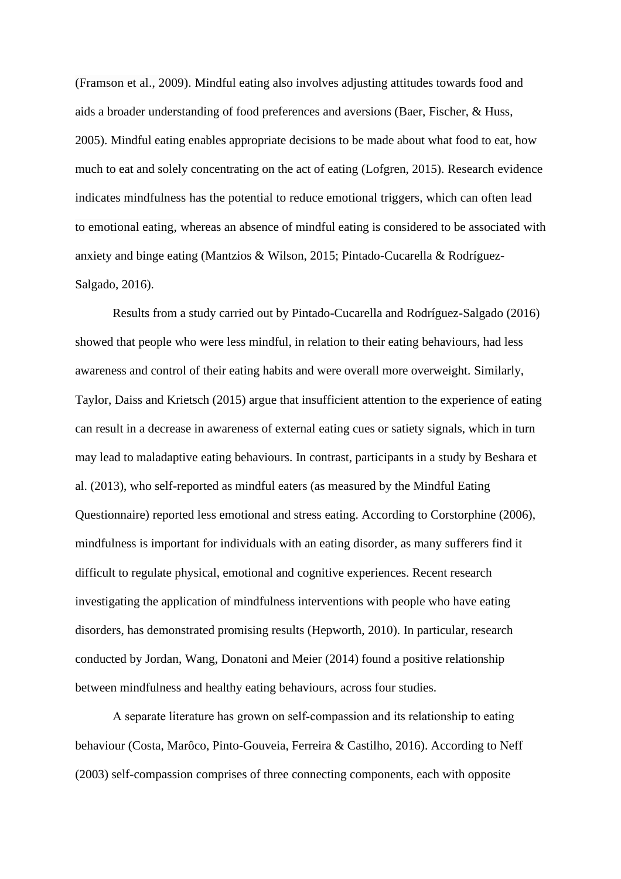(Framson et al., 2009). Mindful eating also involves adjusting attitudes towards food and aids a broader understanding of food preferences and aversions (Baer, Fischer, & Huss, 2005). Mindful eating enables appropriate decisions to be made about what food to eat, how much to eat and solely concentrating on the act of eating (Lofgren, 2015). Research evidence indicates mindfulness has the potential to reduce emotional triggers, which can often lead to emotional eating, whereas an absence of mindful eating is considered to be associated with anxiety and binge eating (Mantzios & Wilson, 2015; Pintado-Cucarella & Rodríguez-Salgado, 2016).

Results from a study carried out by Pintado-Cucarella and Rodríguez-Salgado (2016) showed that people who were less mindful, in relation to their eating behaviours, had less awareness and control of their eating habits and were overall more overweight. Similarly, Taylor, Daiss and Krietsch (2015) argue that insufficient attention to the experience of eating can result in a decrease in awareness of external eating cues or satiety signals, which in turn may lead to maladaptive eating behaviours. In contrast, participants in a study by Beshara et al. (2013), who self-reported as mindful eaters (as measured by the Mindful Eating Questionnaire) reported less emotional and stress eating. According to Corstorphine (2006), mindfulness is important for individuals with an eating disorder, as many sufferers find it difficult to regulate physical, emotional and cognitive experiences. Recent research investigating the application of mindfulness interventions with people who have eating disorders, has demonstrated promising results (Hepworth, 2010). In particular, research conducted by Jordan, Wang, Donatoni and Meier (2014) found a positive relationship between mindfulness and healthy eating behaviours, across four studies.

A separate literature has grown on self-compassion and its relationship to eating behaviour (Costa, Marôco, Pinto-Gouveia, Ferreira & Castilho, 2016). According to Neff (2003) self-compassion comprises of three connecting components, each with opposite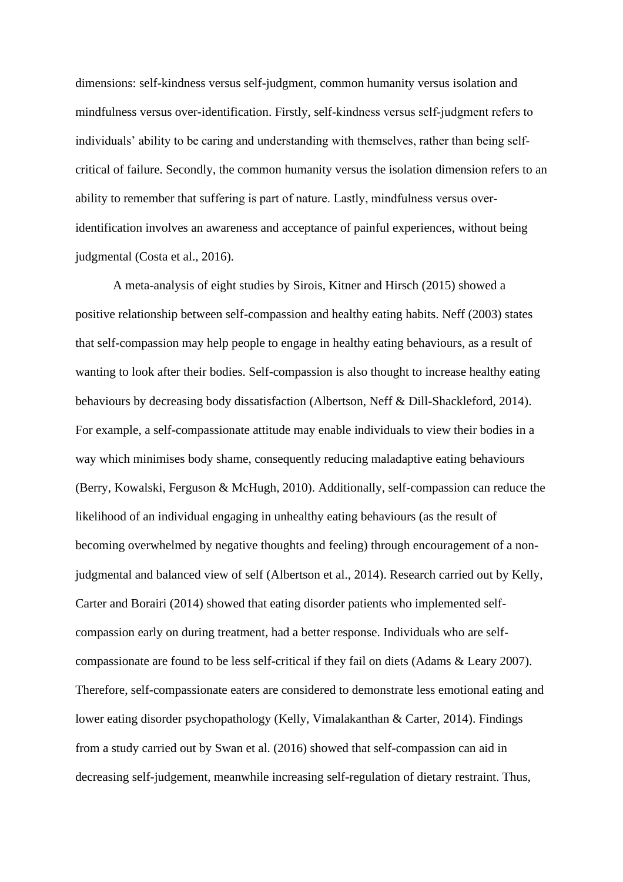dimensions: self-kindness versus self-judgment, common humanity versus isolation and mindfulness versus over-identification. Firstly, self-kindness versus self-judgment refers to individuals' ability to be caring and understanding with themselves, rather than being self-critical of failure. Secondly, the common humanity versus the isolation dimension refers to an ability to remember that suffering is part of nature. Lastly, mindfulness versus over-identification involves an awareness and acceptance of painful experiences, without being judgmental (Costa et al., 2016).

A meta-analysis of eight studies by Sirois, Kitner and Hirsch (2015) showed a positive relationship between self-compassion and healthy eating habits. Neff (2003) states that self-compassion may help people to engage in healthy eating behaviours, as a result of wanting to look after their bodies. Self-compassion is also thought to increase healthy eating behaviours by decreasing body dissatisfaction (Albertson, Neff & Dill-Shackleford, 2014). For example, a self-compassionate attitude may enable individuals to view their bodies in a way which minimises body shame, consequently reducing maladaptive eating behaviours (Berry, Kowalski, Ferguson & McHugh, 2010). Additionally, self-compassion can reduce the likelihood of an individual engaging in unhealthy eating behaviours (as the result of becoming overwhelmed by negative thoughts and feeling) through encouragement of a non-judgmental and balanced view of self (Albertson et al., 2014). Research carried out by Kelly, Carter and Borairi (2014) showed that eating disorder patients who implemented self-compassion early on during treatment, had a better response. Individuals who are self-compassionate are found to be less self-critical if they fail on diets (Adams & Leary 2007). Therefore, self-compassionate eaters are considered to demonstrate less emotional eating and lower eating disorder psychopathology (Kelly, Vimalakanthan & Carter, 2014). Findings from a study carried out by Swan et al. (2016) showed that self-compassion can aid in decreasing self-judgement, meanwhile increasing self-regulation of dietary restraint. Thus,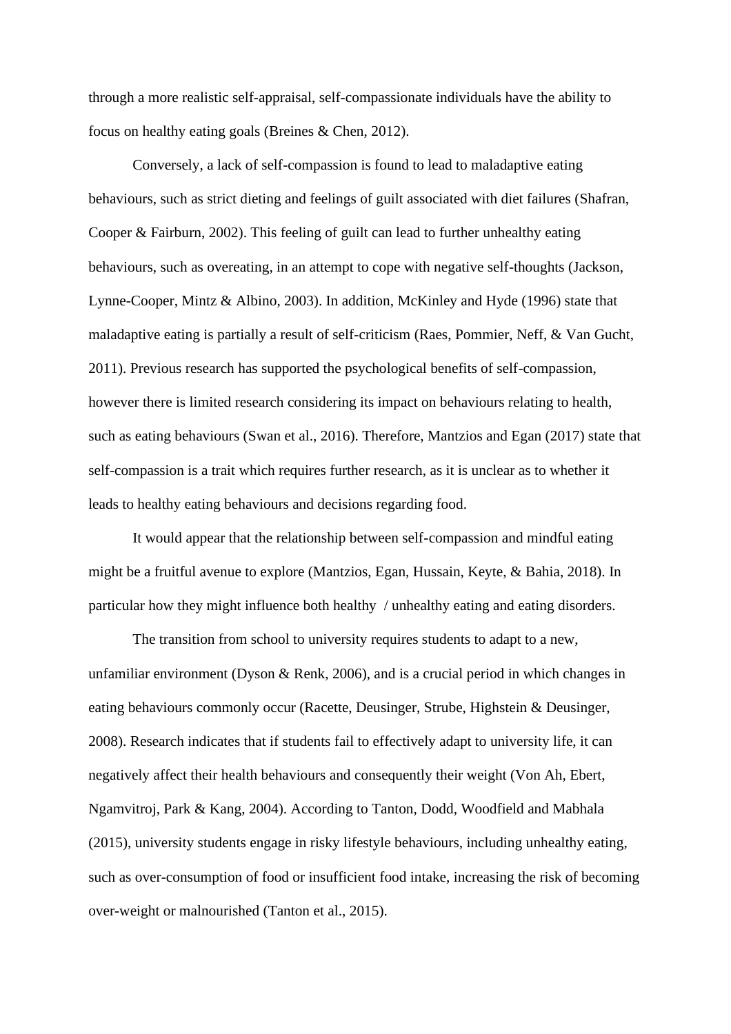through a more realistic self-appraisal, self-compassionate individuals have the ability to focus on healthy eating goals (Breines & Chen, 2012).

Conversely, a lack of self-compassion is found to lead to maladaptive eating behaviours, such as strict dieting and feelings of guilt associated with diet failures (Shafran, Cooper & Fairburn, 2002). This feeling of guilt can lead to further unhealthy eating behaviours, such as overeating, in an attempt to cope with negative self-thoughts (Jackson, Lynne-Cooper, Mintz & Albino, 2003). In addition, McKinley and Hyde (1996) state that maladaptive eating is partially a result of self-criticism (Raes, Pommier, Neff, & Van Gucht, 2011). Previous research has supported the psychological benefits of self-compassion, however there is limited research considering its impact on behaviours relating to health, such as eating behaviours (Swan et al., 2016). Therefore, Mantzios and Egan (2017) state that self-compassion is a trait which requires further research, as it is unclear as to whether it leads to healthy eating behaviours and decisions regarding food.

It would appear that the relationship between self-compassion and mindful eating might be a fruitful avenue to explore (Mantzios, Egan, Hussain, Keyte, & Bahia, 2018). In particular how they might influence both healthy / unhealthy eating and eating disorders.

The transition from school to university requires students to adapt to a new, unfamiliar environment (Dyson & Renk, 2006), and is a crucial period in which changes in eating behaviours commonly occur (Racette, Deusinger, Strube, Highstein & Deusinger, 2008). Research indicates that if students fail to effectively adapt to university life, it can negatively affect their health behaviours and consequently their weight (Von Ah, Ebert, Ngamvitroj, Park & Kang, 2004). According to Tanton, Dodd, Woodfield and Mabhala (2015), university students engage in risky lifestyle behaviours, including unhealthy eating, such as over-consumption of food or insufficient food intake, increasing the risk of becoming over-weight or malnourished (Tanton et al., 2015).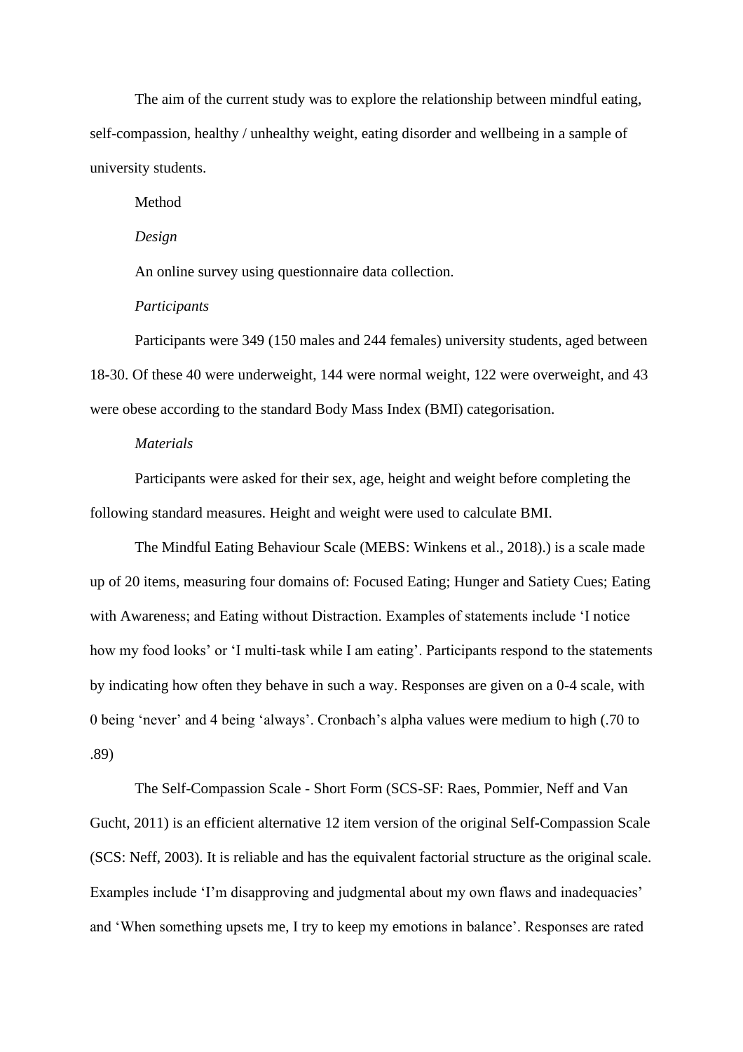The aim of the current study was to explore the relationship between mindful eating, self-compassion, healthy / unhealthy weight, eating disorder and wellbeing in a sample of university students.

## Method

### *Design*

An online survey using questionnaire data collection.

### *Participants*

Participants were 349 (150 males and 244 females) university students, aged between 18-30. Of these 40 were underweight, 144 were normal weight, 122 were overweight, and 43 were obese according to the standard Body Mass Index (BMI) categorisation.

### *Materials*

Participants were asked for their sex, age, height and weight before completing the following standard measures. Height and weight were used to calculate BMI.

The Mindful Eating Behaviour Scale (MEBS: Winkens et al., 2018).) is a scale made up of 20 items, measuring four domains of: Focused Eating; Hunger and Satiety Cues; Eating with Awareness; and Eating without Distraction. Examples of statements include 'I notice how my food looks' or 'I multi-task while I am eating'. Participants respond to the statements by indicating how often they behave in such a way. Responses are given on a 0-4 scale, with 0 being 'never' and 4 being 'always'. Cronbach's alpha values were medium to high (.70 to .89)

The Self-Compassion Scale - Short Form (SCS-SF: Raes, Pommier, Neff and Van Gucht, 2011) is an efficient alternative 12 item version of the original Self-Compassion Scale (SCS: Neff, 2003). It is reliable and has the equivalent factorial structure as the original scale. Examples include 'I'm disapproving and judgmental about my own flaws and inadequacies' and 'When something upsets me, I try to keep my emotions in balance'. Responses are rated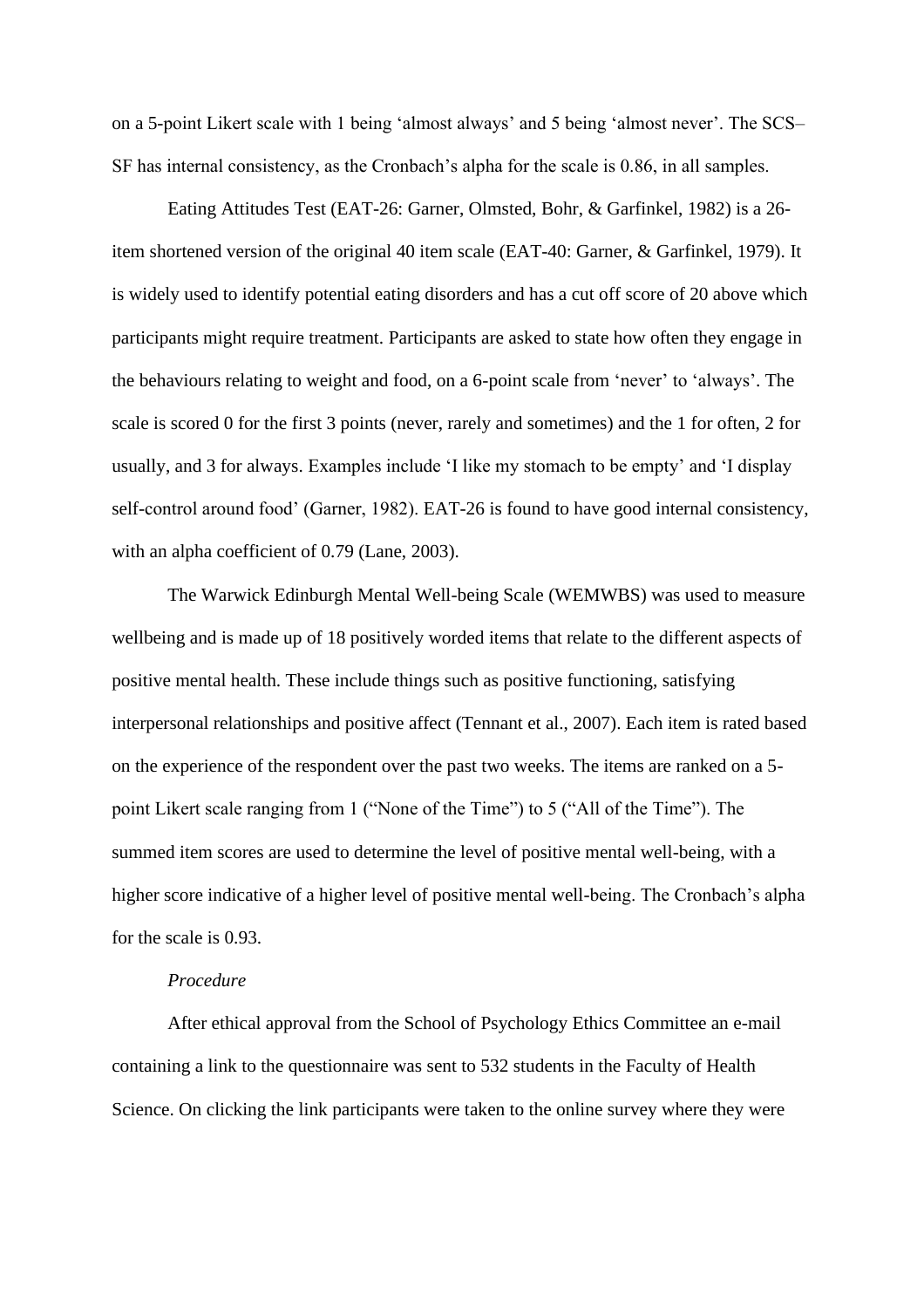on a 5-point Likert scale with 1 being 'almost always' and 5 being 'almost never'. The SCS–SF has internal consistency, as the Cronbach's alpha for the scale is 0.86, in all samples.

Eating Attitudes Test (EAT-26: Garner, Olmsted, Bohr, & Garfinkel, 1982) is a 26-item shortened version of the original 40 item scale (EAT-40: Garner, & Garfinkel, 1979). It is widely used to identify potential eating disorders and has a cut off score of 20 above which participants might require treatment. Participants are asked to state how often they engage in the behaviours relating to weight and food, on a 6-point scale from 'never' to 'always'. The scale is scored 0 for the first 3 points (never, rarely and sometimes) and the 1 for often, 2 for usually, and 3 for always. Examples include 'I like my stomach to be empty' and 'I display self-control around food' (Garner, 1982). EAT-26 is found to have good internal consistency, with an alpha coefficient of 0.79 (Lane, 2003).

The Warwick Edinburgh Mental Well-being Scale (WEMWBS) was used to measure wellbeing and is made up of 18 positively worded items that relate to the different aspects of positive mental health. These include things such as positive functioning, satisfying interpersonal relationships and positive affect (Tennant et al., 2007). Each item is rated based on the experience of the respondent over the past two weeks. The items are ranked on a 5-point Likert scale ranging from 1 ("None of the Time") to 5 ("All of the Time"). The summed item scores are used to determine the level of positive mental well-being, with a higher score indicative of a higher level of positive mental well-being. The Cronbach's alpha for the scale is 0.93.

*Procedure*

After ethical approval from the School of Psychology Ethics Committee an e-mail containing a link to the questionnaire was sent to 532 students in the Faculty of Health Science. On clicking the link participants were taken to the online survey where they were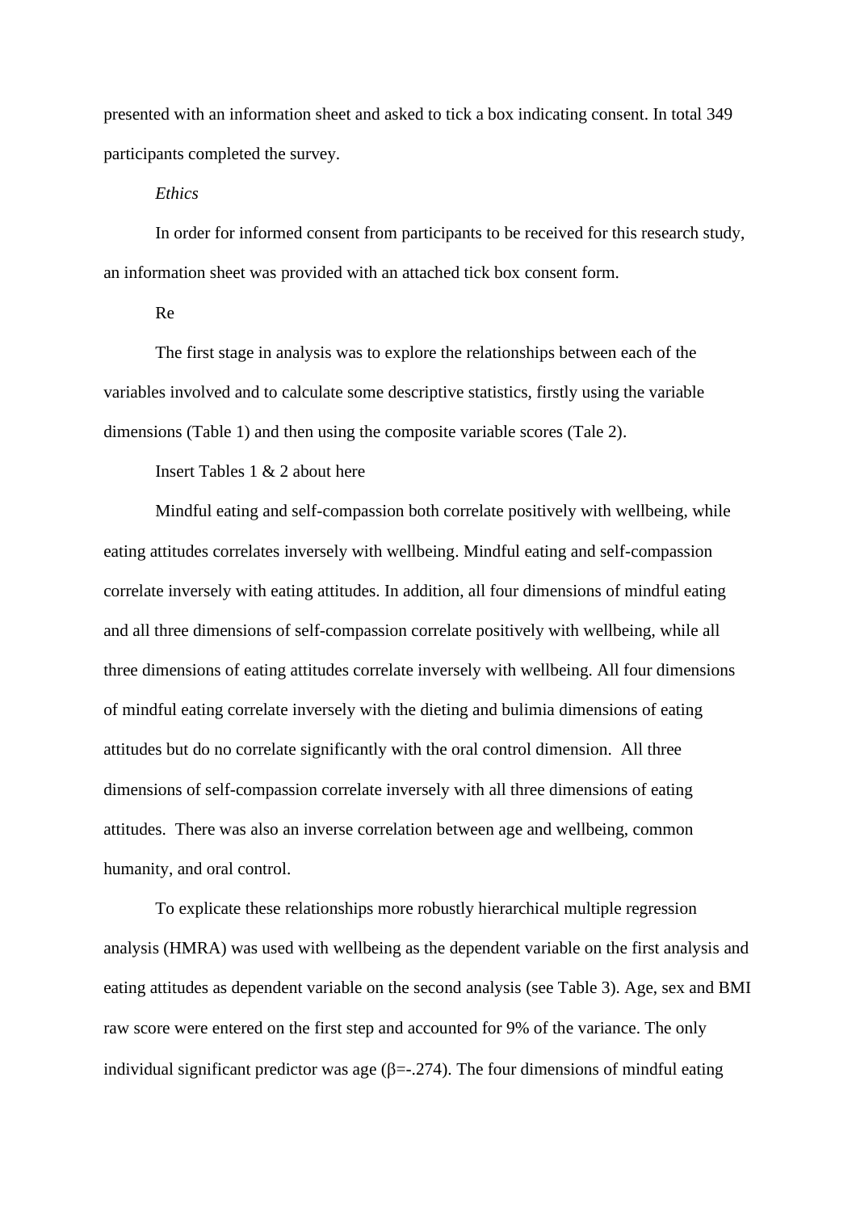presented with an information sheet and asked to tick a box indicating consent. In total 349 participants completed the survey.

*Ethics*

In order for informed consent from participants to be received for this research study, an information sheet was provided with an attached tick box consent form.

Re

The first stage in analysis was to explore the relationships between each of the variables involved and to calculate some descriptive statistics, firstly using the variable dimensions (Table 1) and then using the composite variable scores (Tale 2).

Insert Tables 1 & 2 about here

Mindful eating and self-compassion both correlate positively with wellbeing, while eating attitudes correlates inversely with wellbeing. Mindful eating and self-compassion correlate inversely with eating attitudes. In addition, all four dimensions of mindful eating and all three dimensions of self-compassion correlate positively with wellbeing, while all three dimensions of eating attitudes correlate inversely with wellbeing. All four dimensions of mindful eating correlate inversely with the dieting and bulimia dimensions of eating attitudes but do no correlate significantly with the oral control dimension. All three dimensions of self-compassion correlate inversely with all three dimensions of eating attitudes. There was also an inverse correlation between age and wellbeing, common humanity, and oral control.

To explicate these relationships more robustly hierarchical multiple regression analysis (HMRA) was used with wellbeing as the dependent variable on the first analysis and eating attitudes as dependent variable on the second analysis (see Table 3). Age, sex and BMI raw score were entered on the first step and accounted for 9% of the variance. The only individual significant predictor was age ($\beta$=-.274). The four dimensions of mindful eating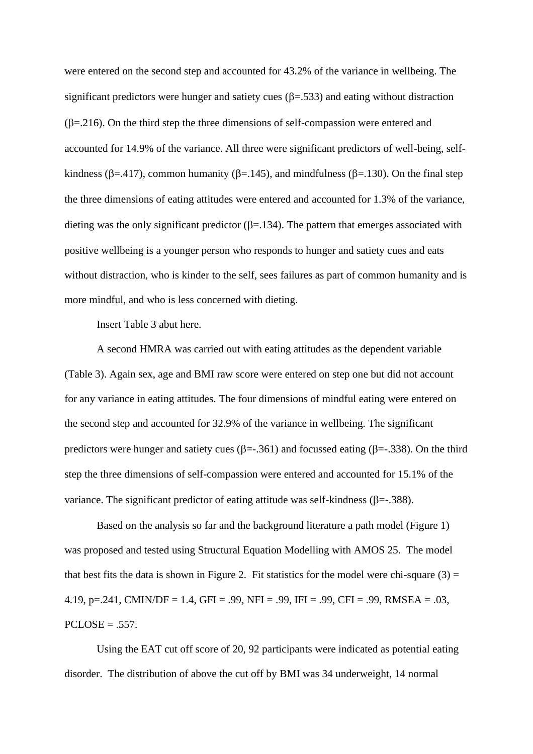were entered on the second step and accounted for 43.2% of the variance in wellbeing. The significant predictors were hunger and satiety cues (β=.533) and eating without distraction (β=.216). On the third step the three dimensions of self-compassion were entered and accounted for 14.9% of the variance. All three were significant predictors of well-being, self-kindness (β=.417), common humanity (β=.145), and mindfulness (β=.130). On the final step the three dimensions of eating attitudes were entered and accounted for 1.3% of the variance, dieting was the only significant predictor (β=.134). The pattern that emerges associated with positive wellbeing is a younger person who responds to hunger and satiety cues and eats without distraction, who is kinder to the self, sees failures as part of common humanity and is more mindful, and who is less concerned with dieting.

Insert Table 3 abut here.

A second HMRA was carried out with eating attitudes as the dependent variable (Table 3). Again sex, age and BMI raw score were entered on step one but did not account for any variance in eating attitudes. The four dimensions of mindful eating were entered on the second step and accounted for 32.9% of the variance in wellbeing. The significant predictors were hunger and satiety cues (β=-.361) and focussed eating (β=-.338). On the third step the three dimensions of self-compassion were entered and accounted for 15.1% of the variance. The significant predictor of eating attitude was self-kindness (β=-.388).

Based on the analysis so far and the background literature a path model (Figure 1) was proposed and tested using Structural Equation Modelling with AMOS 25. The model that best fits the data is shown in Figure 2. Fit statistics for the model were chi-square (3) = 4.19, p=.241, CMIN/DF = 1.4, GFI = .99, NFI = .99, IFI = .99, CFI = .99, RMSEA = .03, PCLOSE = .557.

Using the EAT cut off score of 20, 92 participants were indicated as potential eating disorder. The distribution of above the cut off by BMI was 34 underweight, 14 normal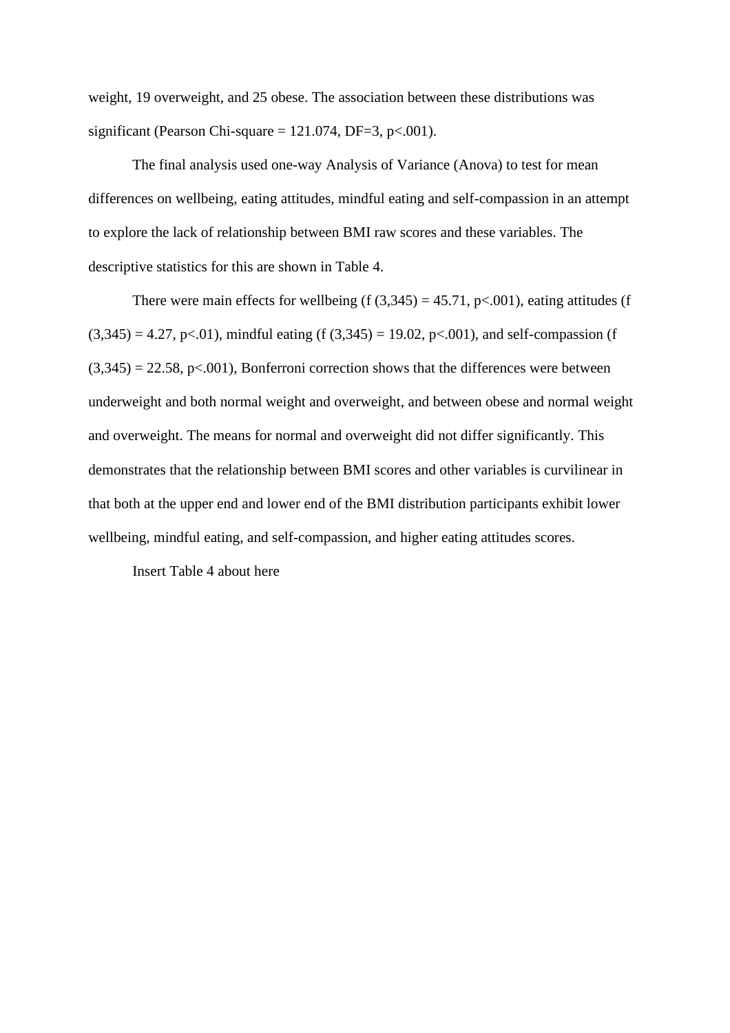weight, 19 overweight, and 25 obese. The association between these distributions was significant (Pearson Chi-square = 121.074, DF=3, $p<.001$).

The final analysis used one-way Analysis of Variance (Anova) to test for mean differences on wellbeing, eating attitudes, mindful eating and self-compassion in an attempt to explore the lack of relationship between BMI raw scores and these variables. The descriptive statistics for this are shown in Table 4.

There were main effects for wellbeing ($f(3,345) = 45.71$, $p<.001$), eating attitudes ($f(3,345) = 4.27$, $p<.01$), mindful eating ($f(3,345) = 19.02$, $p<.001$), and self-compassion ($f(3,345) = 22.58$, $p<.001$), Bonferroni correction shows that the differences were between underweight and both normal weight and overweight, and between obese and normal weight and overweight. The means for normal and overweight did not differ significantly. This demonstrates that the relationship between BMI scores and other variables is curvilinear in that both at the upper end and lower end of the BMI distribution participants exhibit lower wellbeing, mindful eating, and self-compassion, and higher eating attitudes scores.

Insert Table 4 about here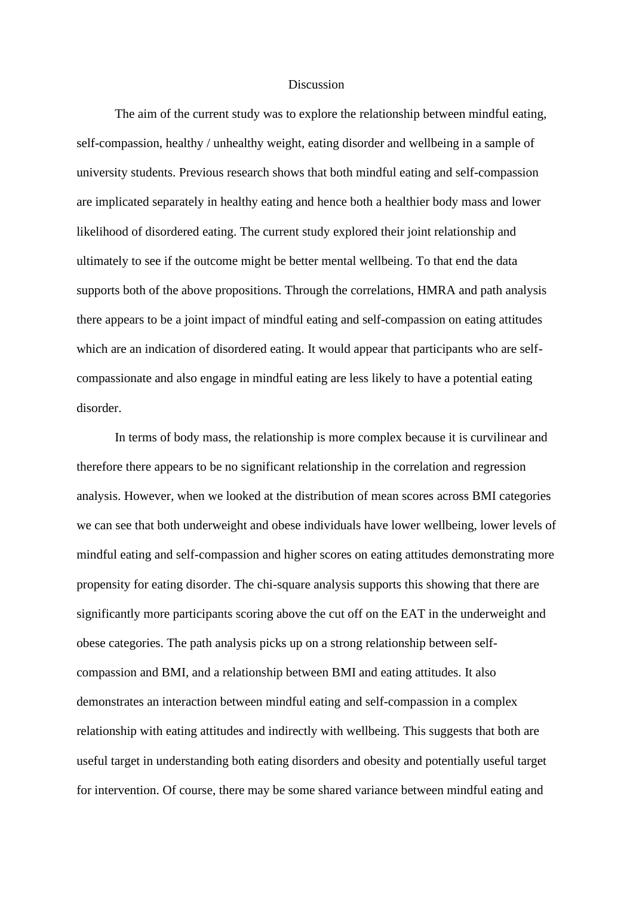# Discussion

The aim of the current study was to explore the relationship between mindful eating, self-compassion, healthy / unhealthy weight, eating disorder and wellbeing in a sample of university students. Previous research shows that both mindful eating and self-compassion are implicated separately in healthy eating and hence both a healthier body mass and lower likelihood of disordered eating. The current study explored their joint relationship and ultimately to see if the outcome might be better mental wellbeing. To that end the data supports both of the above propositions. Through the correlations, HMRA and path analysis there appears to be a joint impact of mindful eating and self-compassion on eating attitudes which are an indication of disordered eating. It would appear that participants who are self-compassionate and also engage in mindful eating are less likely to have a potential eating disorder.

In terms of body mass, the relationship is more complex because it is curvilinear and therefore there appears to be no significant relationship in the correlation and regression analysis. However, when we looked at the distribution of mean scores across BMI categories we can see that both underweight and obese individuals have lower wellbeing, lower levels of mindful eating and self-compassion and higher scores on eating attitudes demonstrating more propensity for eating disorder. The chi-square analysis supports this showing that there are significantly more participants scoring above the cut off on the EAT in the underweight and obese categories. The path analysis picks up on a strong relationship between self-compassion and BMI, and a relationship between BMI and eating attitudes. It also demonstrates an interaction between mindful eating and self-compassion in a complex relationship with eating attitudes and indirectly with wellbeing. This suggests that both are useful target in understanding both eating disorders and obesity and potentially useful target for intervention. Of course, there may be some shared variance between mindful eating and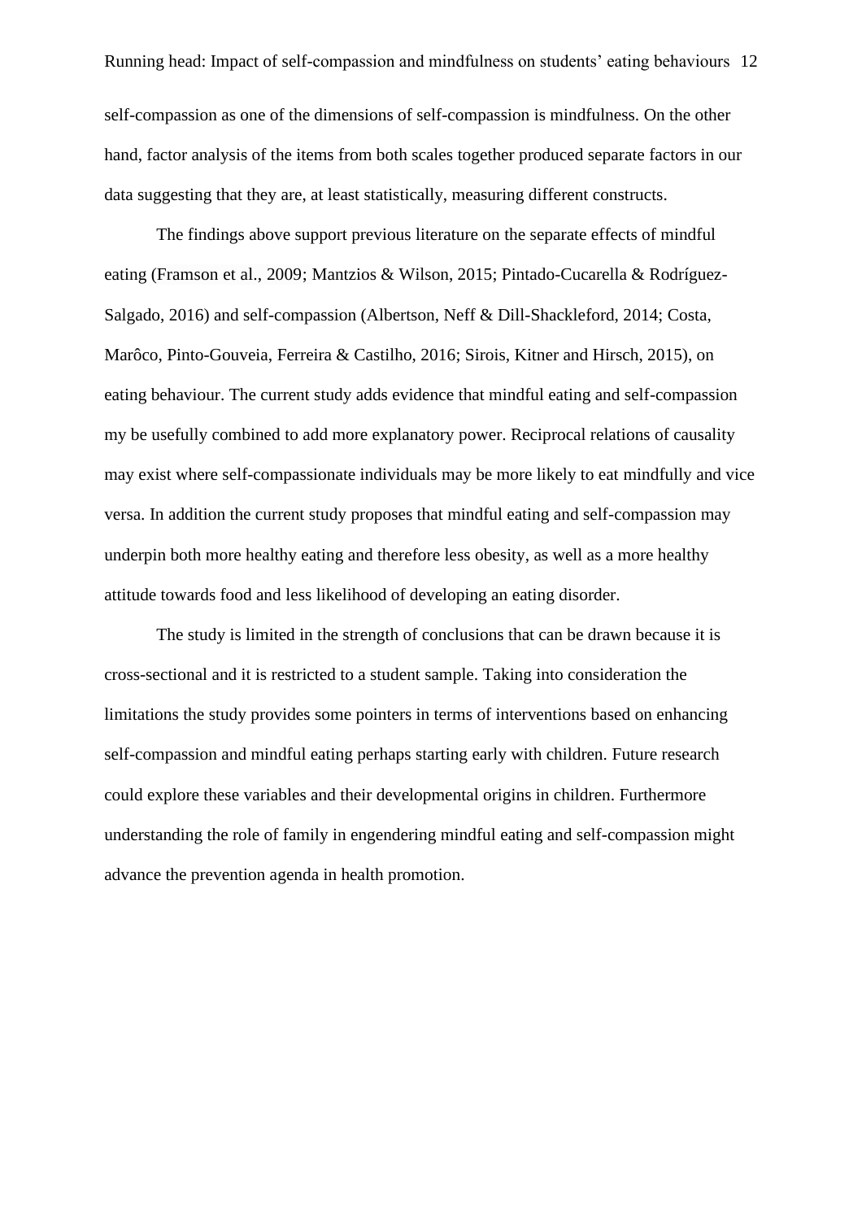self-compassion as one of the dimensions of self-compassion is mindfulness. On the other hand, factor analysis of the items from both scales together produced separate factors in our data suggesting that they are, at least statistically, measuring different constructs.

The findings above support previous literature on the separate effects of mindful eating (Framson et al., 2009; Mantzios & Wilson, 2015; Pintado-Cucarella & Rodríguez-Salgado, 2016) and self-compassion (Albertson, Neff & Dill-Shackleford, 2014; Costa, Marôco, Pinto-Gouveia, Ferreira & Castilho, 2016; Sirois, Kitner and Hirsch, 2015), on eating behaviour. The current study adds evidence that mindful eating and self-compassion my be usefully combined to add more explanatory power. Reciprocal relations of causality may exist where self-compassionate individuals may be more likely to eat mindfully and vice versa. In addition the current study proposes that mindful eating and self-compassion may underpin both more healthy eating and therefore less obesity, as well as a more healthy attitude towards food and less likelihood of developing an eating disorder.

The study is limited in the strength of conclusions that can be drawn because it is cross-sectional and it is restricted to a student sample. Taking into consideration the limitations the study provides some pointers in terms of interventions based on enhancing self-compassion and mindful eating perhaps starting early with children. Future research could explore these variables and their developmental origins in children. Furthermore understanding the role of family in engendering mindful eating and self-compassion might advance the prevention agenda in health promotion.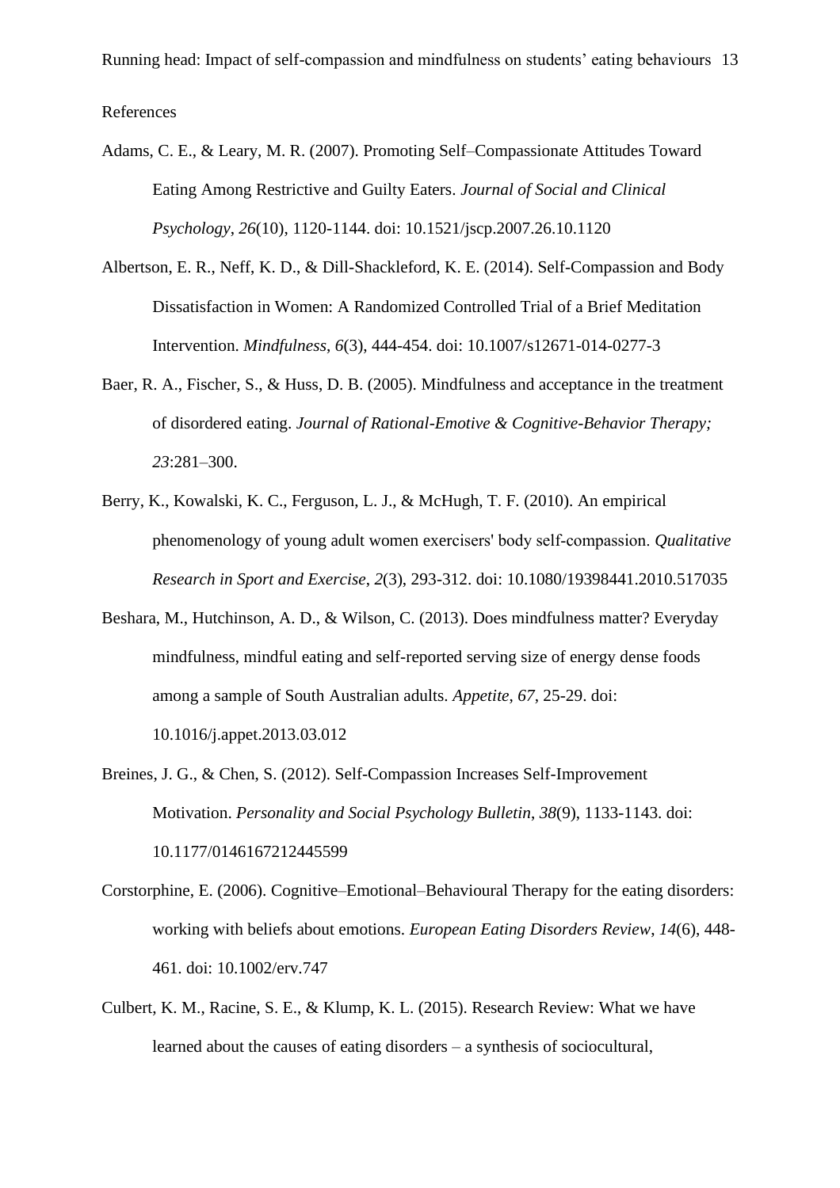References

Adams, C. E., & Leary, M. R. (2007). Promoting Self–Compassionate Attitudes Toward Eating Among Restrictive and Guilty Eaters. *Journal of Social and Clinical Psychology*, *26*(10), 1120-1144. doi: 10.1521/jscp.2007.26.10.1120

Albertson, E. R., Neff, K. D., & Dill-Shackleford, K. E. (2014). Self-Compassion and Body Dissatisfaction in Women: A Randomized Controlled Trial of a Brief Meditation Intervention. *Mindfulness*, *6*(3), 444-454. doi: 10.1007/s12671-014-0277-3

Baer, R. A., Fischer, S., & Huss, D. B. (2005). Mindfulness and acceptance in the treatment of disordered eating. *Journal of Rational-Emotive & Cognitive-Behavior Therapy; 23*:281–300.

Berry, K., Kowalski, K. C., Ferguson, L. J., & McHugh, T. F. (2010). An empirical phenomenology of young adult women exercisers' body self-compassion. *Qualitative Research in Sport and Exercise*, *2*(3), 293-312. doi: 10.1080/19398441.2010.517035

Beshara, M., Hutchinson, A. D., & Wilson, C. (2013). Does mindfulness matter? Everyday mindfulness, mindful eating and self-reported serving size of energy dense foods among a sample of South Australian adults. *Appetite*, *67*, 25-29. doi: 10.1016/j.appet.2013.03.012

Breines, J. G., & Chen, S. (2012). Self-Compassion Increases Self-Improvement Motivation. *Personality and Social Psychology Bulletin*, *38*(9), 1133-1143. doi: 10.1177/0146167212445599

Corstorphine, E. (2006). Cognitive–Emotional–Behavioural Therapy for the eating disorders: working with beliefs about emotions. *European Eating Disorders Review*, *14*(6), 448-461. doi: 10.1002/erv.747

Culbert, K. M., Racine, S. E., & Klump, K. L. (2015). Research Review: What we have learned about the causes of eating disorders – a synthesis of sociocultural,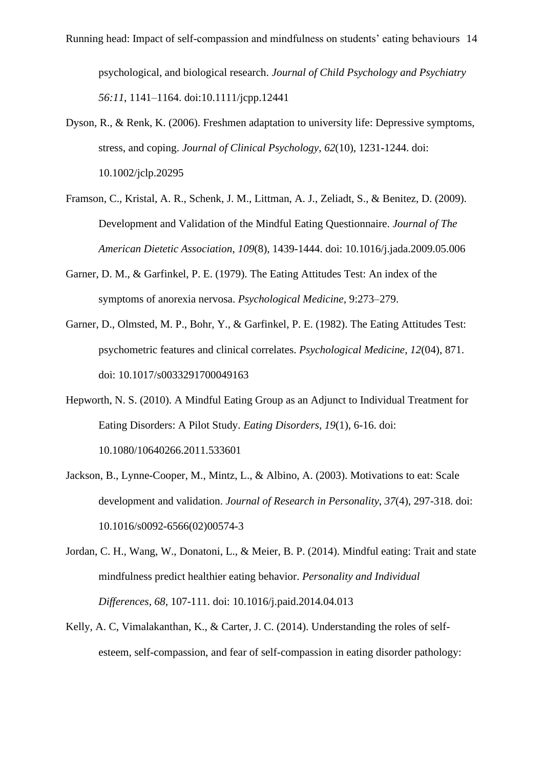psychological, and biological research. *Journal of Child Psychology and Psychiatry 56:11*, 1141–1164. doi:10.1111/jcpp.12441

Dyson, R., & Renk, K. (2006). Freshmen adaptation to university life: Depressive symptoms, stress, and coping. *Journal of Clinical Psychology*, *62*(10), 1231-1244. doi: 10.1002/jclp.20295

Framson, C., Kristal, A. R., Schenk, J. M., Littman, A. J., Zeliadt, S., & Benitez, D. (2009). Development and Validation of the Mindful Eating Questionnaire. *Journal of The American Dietetic Association*, *109*(8), 1439-1444. doi: 10.1016/j.jada.2009.05.006

Garner, D. M., & Garfinkel, P. E. (1979). The Eating Attitudes Test: An index of the symptoms of anorexia nervosa. *Psychological Medicine*, 9:273–279.

Garner, D., Olmsted, M. P., Bohr, Y., & Garfinkel, P. E. (1982). The Eating Attitudes Test: psychometric features and clinical correlates. *Psychological Medicine*, *12*(04), 871. doi: 10.1017/s0033291700049163

Hepworth, N. S. (2010). A Mindful Eating Group as an Adjunct to Individual Treatment for Eating Disorders: A Pilot Study. *Eating Disorders*, *19*(1), 6-16. doi: 10.1080/10640266.2011.533601

Jackson, B., Lynne-Cooper, M., Mintz, L., & Albino, A. (2003). Motivations to eat: Scale development and validation. *Journal of Research in Personality*, *37*(4), 297-318. doi: 10.1016/s0092-6566(02)00574-3

Jordan, C. H., Wang, W., Donatoni, L., & Meier, B. P. (2014). Mindful eating: Trait and state mindfulness predict healthier eating behavior. *Personality and Individual Differences*, *68*, 107-111. doi: 10.1016/j.paid.2014.04.013

Kelly, A. C, Vimalakanthan, K., & Carter, J. C. (2014). Understanding the roles of self-esteem, self-compassion, and fear of self-compassion in eating disorder pathology: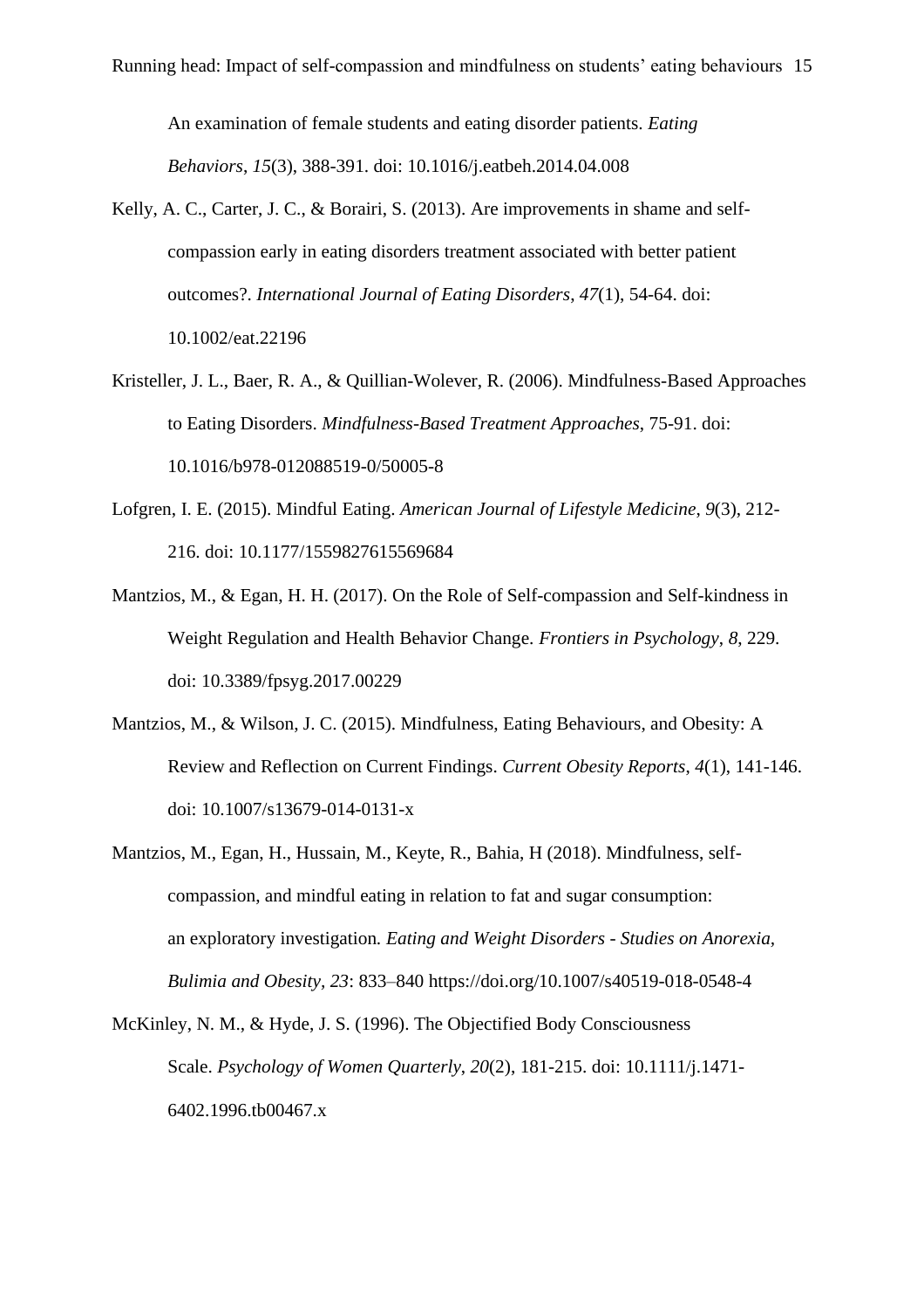An examination of female students and eating disorder patients. *Eating Behaviors*, *15*(3), 388-391. doi: 10.1016/j.eatbeh.2014.04.008

Kelly, A. C., Carter, J. C., & Borairi, S. (2013). Are improvements in shame and self-compassion early in eating disorders treatment associated with better patient outcomes?. *International Journal of Eating Disorders*, *47*(1), 54-64. doi: 10.1002/eat.22196

Kristeller, J. L., Baer, R. A., & Quillian-Wolever, R. (2006). Mindfulness-Based Approaches to Eating Disorders. *Mindfulness-Based Treatment Approaches*, 75-91. doi: 10.1016/b978-012088519-0/50005-8

Lofgren, I. E. (2015). Mindful Eating. *American Journal of Lifestyle Medicine*, *9*(3), 212-216. doi: 10.1177/1559827615569684

Mantzios, M., & Egan, H. H. (2017). On the Role of Self-compassion and Self-kindness in Weight Regulation and Health Behavior Change. *Frontiers in Psychology*, *8*, 229. doi: 10.3389/fpsyg.2017.00229

Mantzios, M., & Wilson, J. C. (2015). Mindfulness, Eating Behaviours, and Obesity: A Review and Reflection on Current Findings. *Current Obesity Reports*, *4*(1), 141-146. doi: 10.1007/s13679-014-0131-x

Mantzios, M., Egan, H., Hussain, M., Keyte, R., Bahia, H (2018). Mindfulness, self-compassion, and mindful eating in relation to fat and sugar consumption: an exploratory investigation. *Eating and Weight Disorders - Studies on Anorexia, Bulimia and Obesity*, *23*: 833–840 https://doi.org/10.1007/s40519-018-0548-4

McKinley, N. M., & Hyde, J. S. (1996). The Objectified Body Consciousness Scale. *Psychology of Women Quarterly*, *20*(2), 181-215. doi: 10.1111/j.1471-6402.1996.tb00467.x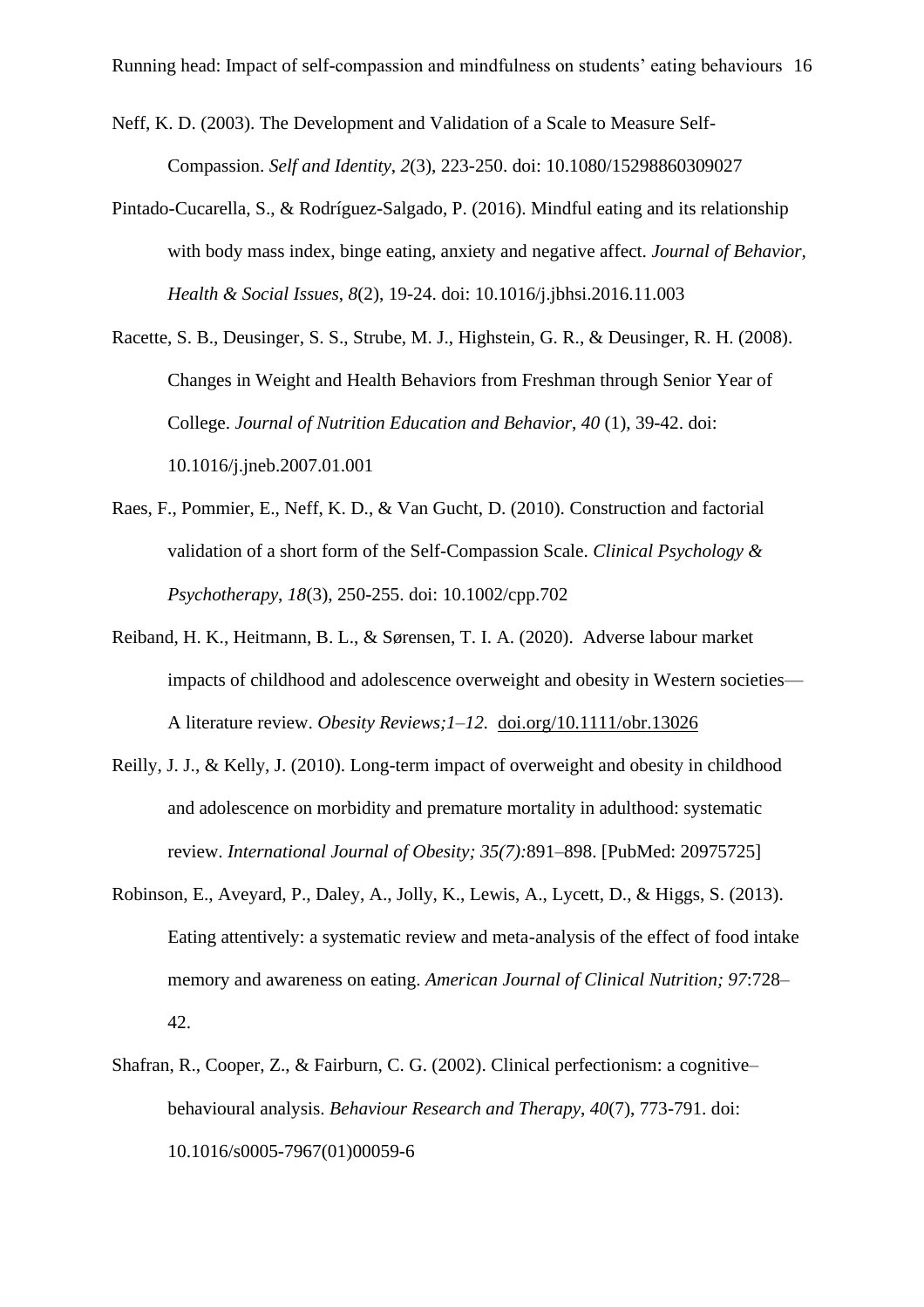Neff, K. D. (2003). The Development and Validation of a Scale to Measure Self-Compassion. *Self and Identity*, *2*(3), 223-250. doi: 10.1080/15298860309027

Pintado-Cucarella, S., & Rodríguez-Salgado, P. (2016). Mindful eating and its relationship with body mass index, binge eating, anxiety and negative affect. *Journal of Behavior, Health & Social Issues*, *8*(2), 19-24. doi: 10.1016/j.jbhsi.2016.11.003

Racette, S. B., Deusinger, S. S., Strube, M. J., Highstein, G. R., & Deusinger, R. H. (2008). Changes in Weight and Health Behaviors from Freshman through Senior Year of College. *Journal of Nutrition Education and Behavior*, *40* (1), 39-42. doi: 10.1016/j.jneb.2007.01.001

Raes, F., Pommier, E., Neff, K. D., & Van Gucht, D. (2010). Construction and factorial validation of a short form of the Self-Compassion Scale. *Clinical Psychology & Psychotherapy*, *18*(3), 250-255. doi: 10.1002/cpp.702

Reiband, H. K., Heitmann, B. L., & Sørensen, T. I. A. (2020). Adverse labour market impacts of childhood and adolescence overweight and obesity in Western societies—A literature review. *Obesity Reviews;1–12.* doi.org/10.1111/obr.13026

Reilly, J. J., & Kelly, J. (2010). Long-term impact of overweight and obesity in childhood and adolescence on morbidity and premature mortality in adulthood: systematic review. *International Journal of Obesity; 35(7):*891–898. [PubMed: 20975725]

Robinson, E., Aveyard, P., Daley, A., Jolly, K., Lewis, A., Lycett, D., & Higgs, S. (2013). Eating attentively: a systematic review and meta-analysis of the effect of food intake memory and awareness on eating. *American Journal of Clinical Nutrition; 97*:728–42.

Shafran, R., Cooper, Z., & Fairburn, C. G. (2002). Clinical perfectionism: a cognitive–behavioural analysis. *Behaviour Research and Therapy*, *40*(7), 773-791. doi: 10.1016/s0005-7967(01)00059-6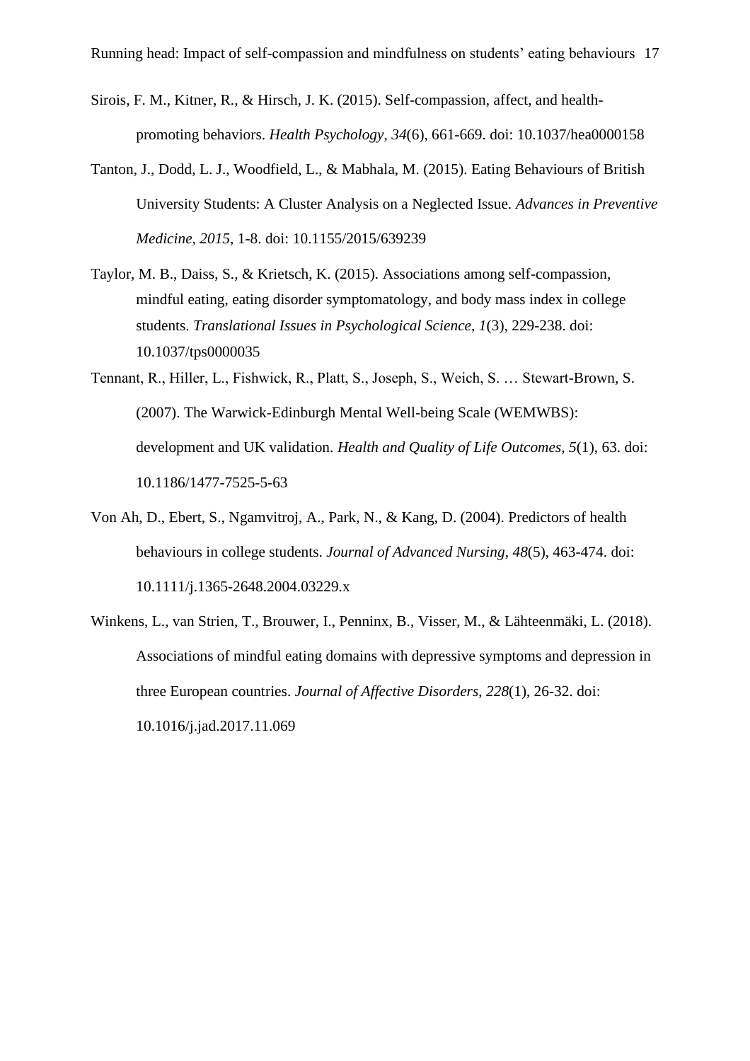Sirois, F. M., Kitner, R., & Hirsch, J. K. (2015). Self-compassion, affect, and health-promoting behaviors. *Health Psychology*, *34*(6), 661-669. doi: 10.1037/hea0000158

Tanton, J., Dodd, L. J., Woodfield, L., & Mabhala, M. (2015). Eating Behaviours of British University Students: A Cluster Analysis on a Neglected Issue. *Advances in Preventive Medicine*, *2015*, 1-8. doi: 10.1155/2015/639239

Taylor, M. B., Daiss, S., & Krietsch, K. (2015). Associations among self-compassion, mindful eating, eating disorder symptomatology, and body mass index in college students. *Translational Issues in Psychological Science*, *1*(3), 229-238. doi: 10.1037/tps0000035

Tennant, R., Hiller, L., Fishwick, R., Platt, S., Joseph, S., Weich, S. … Stewart-Brown, S. (2007). The Warwick-Edinburgh Mental Well-being Scale (WEMWBS): development and UK validation. *Health and Quality of Life Outcomes*, *5*(1), 63. doi: 10.1186/1477-7525-5-63

Von Ah, D., Ebert, S., Ngamvitroj, A., Park, N., & Kang, D. (2004). Predictors of health behaviours in college students. *Journal of Advanced Nursing*, *48*(5), 463-474. doi: 10.1111/j.1365-2648.2004.03229.x

Winkens, L., van Strien, T., Brouwer, I., Penninx, B., Visser, M., & Lähteenmäki, L. (2018). Associations of mindful eating domains with depressive symptoms and depression in three European countries. *Journal of Affective Disorders*, *228*(1), 26-32. doi: 10.1016/j.jad.2017.11.069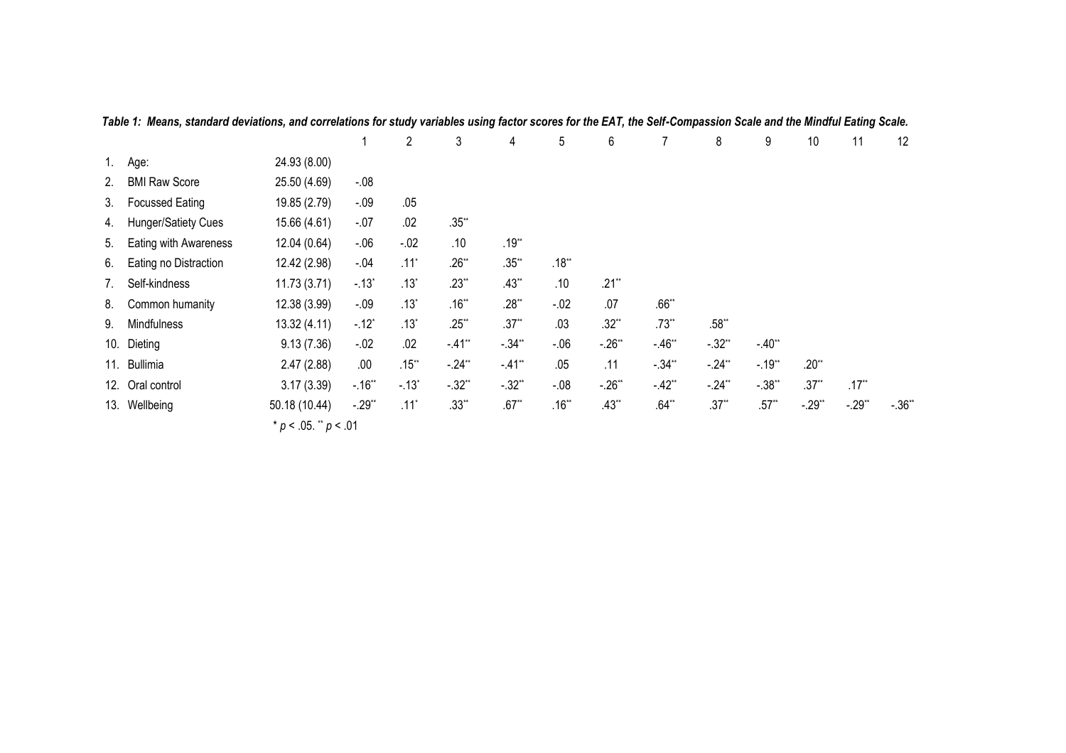***Table 1: Means, standard deviations, and correlations for study variables using factor scores for the EAT, the Self-Compassion Scale and the Mindful Eating Scale.***

| | | 1 | 2 | 3 | 4 | 5 | 6 | 7 | 8 | 9 | 10 | 11 | 12 |
|---|---|---|---|---|---|---|---|---|---|---|---|---|---|
| 1. Age: | 24.93 (8.00) | | | | | | | | | | | | |
| 2. BMI Raw Score | 25.50 (4.69) | -.08 | | | | | | | | | | | |
| 3. Focussed Eating | 19.85 (2.79) | -.09 | .05 | | | | | | | | | | |
| 4. Hunger/Satiety Cues | 15.66 (4.61) | -.07 | .02 | .35** | | | | | | | | | |
| 5. Eating with Awareness | 12.04 (0.64) | -.06 | -.02 | .10 | .19** | | | | | | | | |
| 6. Eating no Distraction | 12.42 (2.98) | -.04 | .11* | .26** | .35** | .18** | | | | | | | |
| 7. Self-kindness | 11.73 (3.71) | -.13* | .13* | .23** | .43** | .10 | .21** | | | | | | |
| 8. Common humanity | 12.38 (3.99) | -.09 | .13* | .16** | .28** | -.02 | .07 | .66** | | | | | |
| 9. Mindfulness | 13.32 (4.11) | -.12* | .13* | .25** | .37** | .03 | .32** | .73** | .58** | | | | |
| 10. Dieting | 9.13 (7.36) | -.02 | .02 | -.41** | -.34** | -.06 | -.26** | -.46** | -.32** | -.40** | | | |
| 11. Bullimia | 2.47 (2.88) | .00 | .15** | -.24** | -.41** | .05 | .11 | -.34** | -.24** | -.19** | .20** | | |
| 12. Oral control | 3.17 (3.39) | -.16** | -.13* | -.32** | -.32** | -.08 | -.26** | -.42** | -.24** | -.38** | .37** | .17** | |
| 13. Wellbeing | 50.18 (10.44) | -.29** | .11* | .33** | .67** | .16** | .43** | .64** | .37** | .57** | -.29** | -.29** | -.36** |

\* $p < .05$. ** $p < .01$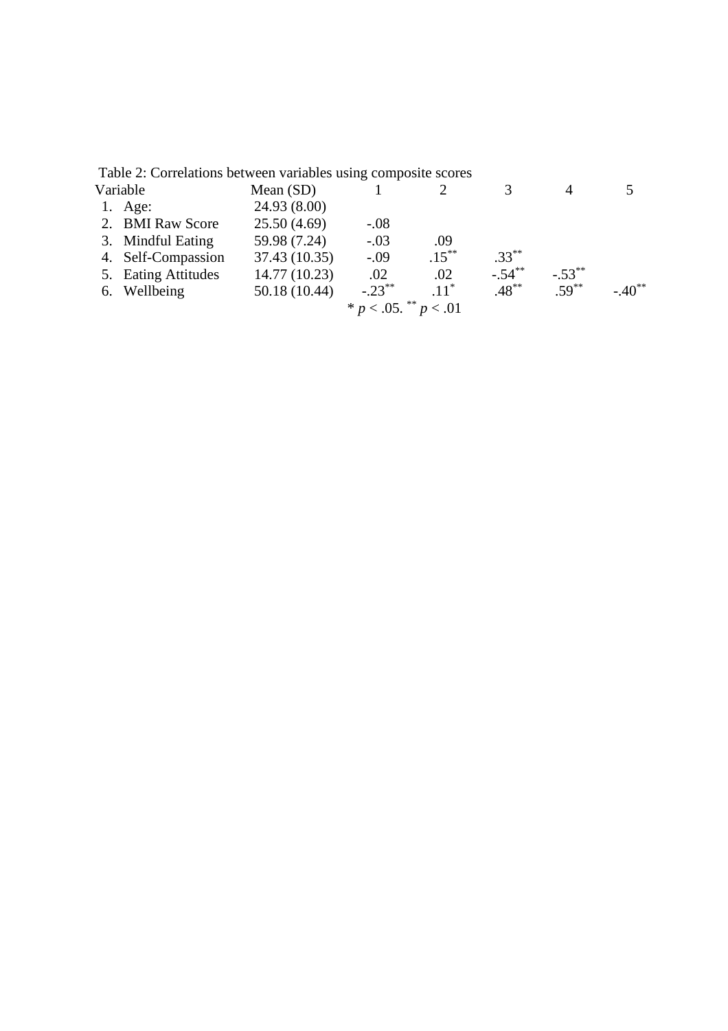Table 2: Correlations between variables using composite scores

| Variable | Mean (SD) | 1 | 2 | 3 | 4 | 5 |
|---|---|---|---|---|---|---|
| 1. Age: | 24.93 (8.00) | | | | | |
| 2. BMI Raw Score | 25.50 (4.69) | -.08 | | | | |
| 3. Mindful Eating | 59.98 (7.24) | -.03 | .09 | | | |
| 4. Self-Compassion | 37.43 (10.35) | -.09 | .15** | .33** | | |
| 5. Eating Attitudes | 14.77 (10.23) | .02 | .02 | -.54** | -.53** | |
| 6. Wellbeing | 50.18 (10.44) | -.23** | .11* | .48** | .59** | -.40** |

* $p < .05$. ** $p < .01$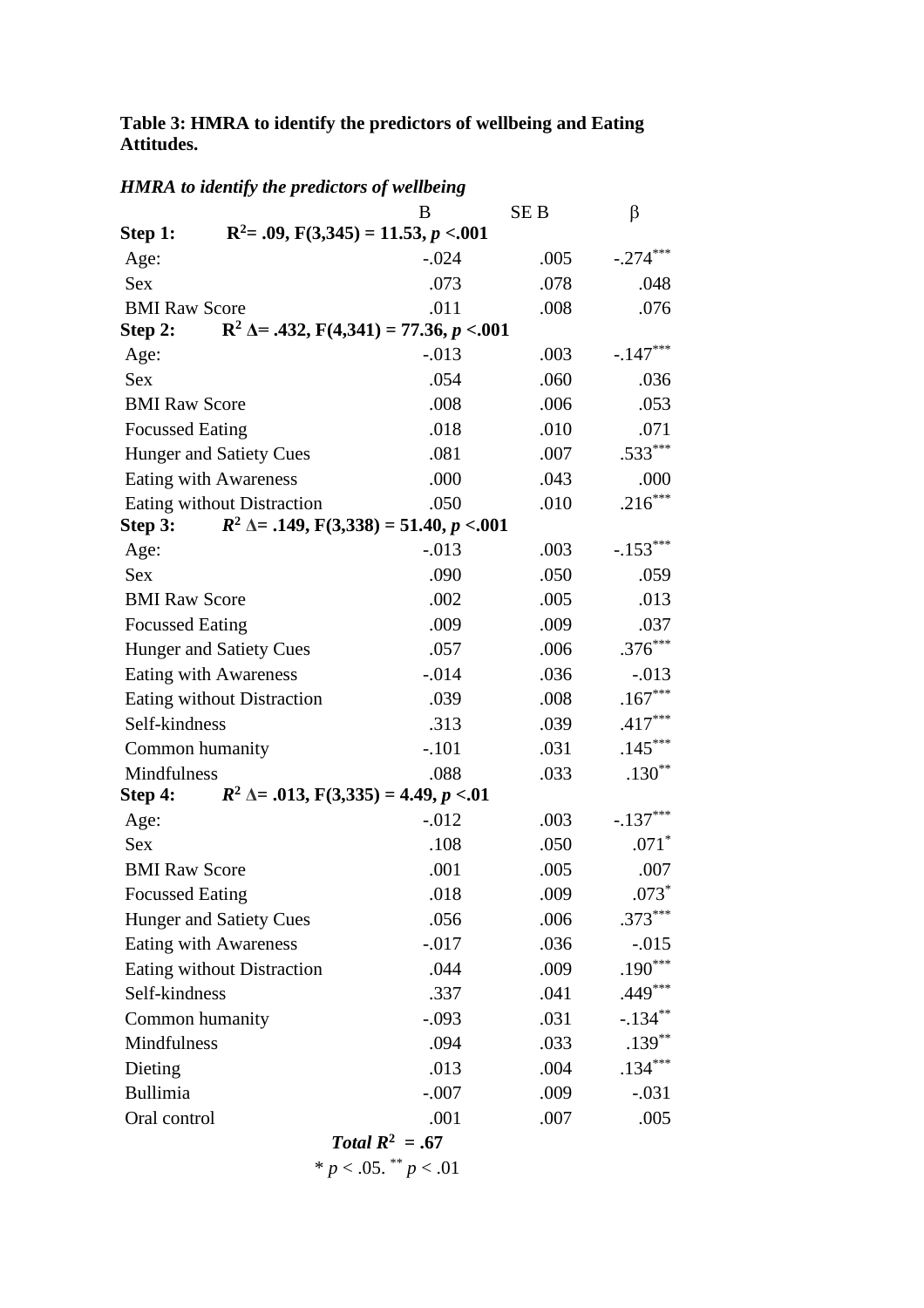**Table 3: HMRA to identify the predictors of wellbeing and Eating Attitudes.**

***HMRA to identify the predictors of wellbeing***

| | B | SE B | β |
|---|---|---|---|
| **Step 1:** $R^2 = .09, F(3,345) = 11.53, p < .001$ | | | |
| Age: | -.024 | .005 | $-.274^{***}$ |
| Sex | .073 | .078 | .048 |
| BMI Raw Score | .011 | .008 | .076 |
| **Step 2:** $R^2\ \Delta = .432, F(4,341) = 77.36, p < .001$ | | | |
| Age: | -.013 | .003 | $-.147^{***}$ |
| Sex | .054 | .060 | .036 |
| BMI Raw Score | .008 | .006 | .053 |
| Focussed Eating | .018 | .010 | .071 |
| Hunger and Satiety Cues | .081 | .007 | $.533^{***}$ |
| Eating with Awareness | .000 | .043 | .000 |
| Eating without Distraction | .050 | .010 | $.216^{***}$ |
| **Step 3:** $R^2\ \Delta = .149, F(3,338) = 51.40, p < .001$ | | | |
| Age: | -.013 | .003 | $-.153^{***}$ |
| Sex | .090 | .050 | .059 |
| BMI Raw Score | .002 | .005 | .013 |
| Focussed Eating | .009 | .009 | .037 |
| Hunger and Satiety Cues | .057 | .006 | $.376^{***}$ |
| Eating with Awareness | -.014 | .036 | -.013 |
| Eating without Distraction | .039 | .008 | $.167^{***}$ |
| Self-kindness | .313 | .039 | $.417^{***}$ |
| Common humanity | -.101 | .031 | $.145^{***}$ |
| Mindfulness | .088 | .033 | $.130^{**}$ |
| **Step 4:** $R^2\ \Delta = .013, F(3,335) = 4.49, p < .01$ | | | |
| Age: | -.012 | .003 | $-.137^{***}$ |
| Sex | .108 | .050 | $.071^{*}$ |
| BMI Raw Score | .001 | .005 | .007 |
| Focussed Eating | .018 | .009 | $.073^{*}$ |
| Hunger and Satiety Cues | .056 | .006 | $.373^{***}$ |
| Eating with Awareness | -.017 | .036 | -.015 |
| Eating without Distraction | .044 | .009 | $.190^{***}$ |
| Self-kindness | .337 | .041 | $.449^{***}$ |
| Common humanity | -.093 | .031 | $-.134^{**}$ |
| Mindfulness | .094 | .033 | $.139^{**}$ |
| Dieting | .013 | .004 | $.134^{***}$ |
| Bullimia | -.007 | .009 | -.031 |
| Oral control | .001 | .007 | .005 |

***Total*** $R^2 = .67$

$^{*} p < .05.\ ^{**} p < .01$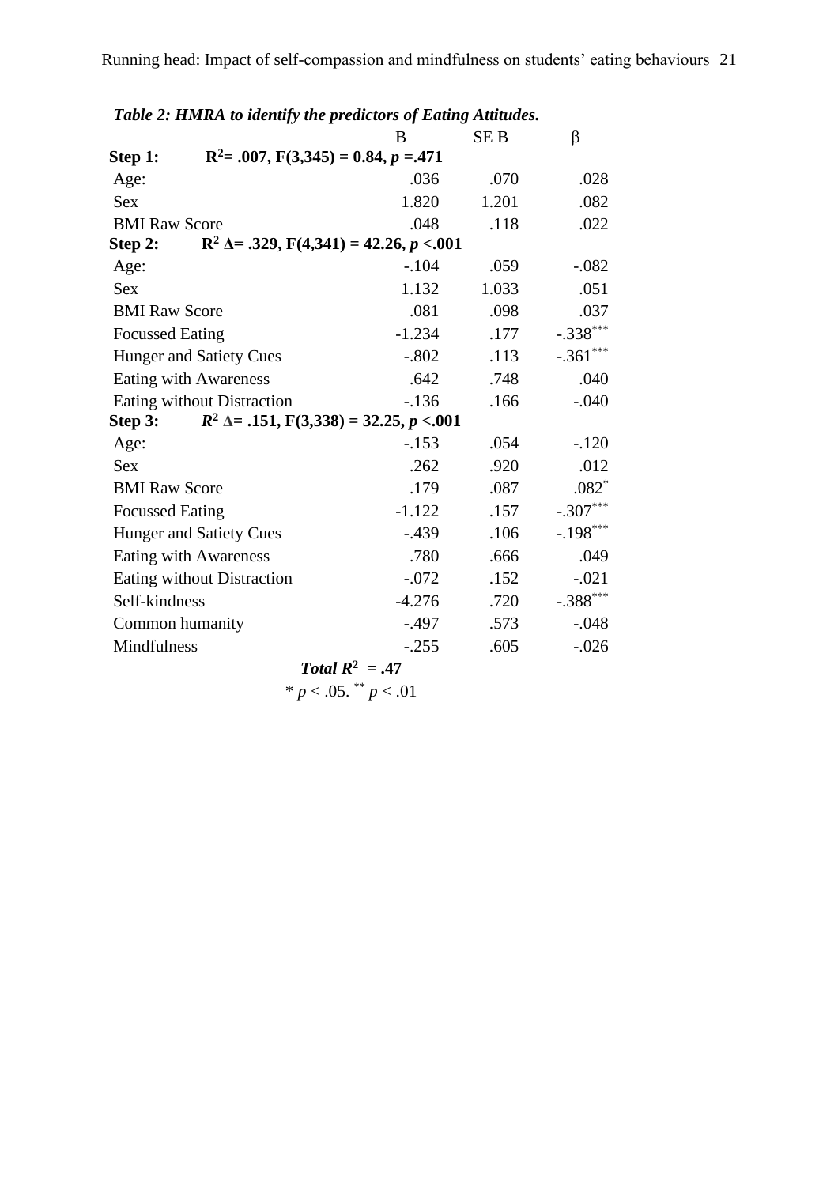***Table 2: HMRA to identify the predictors of Eating Attitudes.***

| | B | SE B | β |
|---|---|---|---|
| **Step 1:** $R^2$= .007, F(3,345) = 0.84, $p$ =.471 | | | |
| Age: | .036 | .070 | .028 |
| Sex | 1.820 | 1.201 | .082 |
| BMI Raw Score | .048 | .118 | .022 |
| **Step 2:** $R^2$ Δ= .329, F(4,341) = 42.26, $p$ <.001 | | | |
| Age: | -.104 | .059 | -.082 |
| Sex | 1.132 | 1.033 | .051 |
| BMI Raw Score | .081 | .098 | .037 |
| Focussed Eating | -1.234 | .177 | -.338*** |
| Hunger and Satiety Cues | -.802 | .113 | -.361*** |
| Eating with Awareness | .642 | .748 | .040 |
| Eating without Distraction | -.136 | .166 | -.040 |
| **Step 3:** $R^2$ Δ= .151, F(3,338) = 32.25, $p$ <.001 | | | |
| Age: | -.153 | .054 | -.120 |
| Sex | .262 | .920 | .012 |
| BMI Raw Score | .179 | .087 | .082* |
| Focussed Eating | -1.122 | .157 | -.307*** |
| Hunger and Satiety Cues | -.439 | .106 | -.198*** |
| Eating with Awareness | .780 | .666 | .049 |
| Eating without Distraction | -.072 | .152 | -.021 |
| Self-kindness | -4.276 | .720 | -.388*** |
| Common humanity | -.497 | .573 | -.048 |
| Mindfulness | -.255 | .605 | -.026 |

***Total $R^2$ = .47***

* $p$ < .05. ** $p$ < .01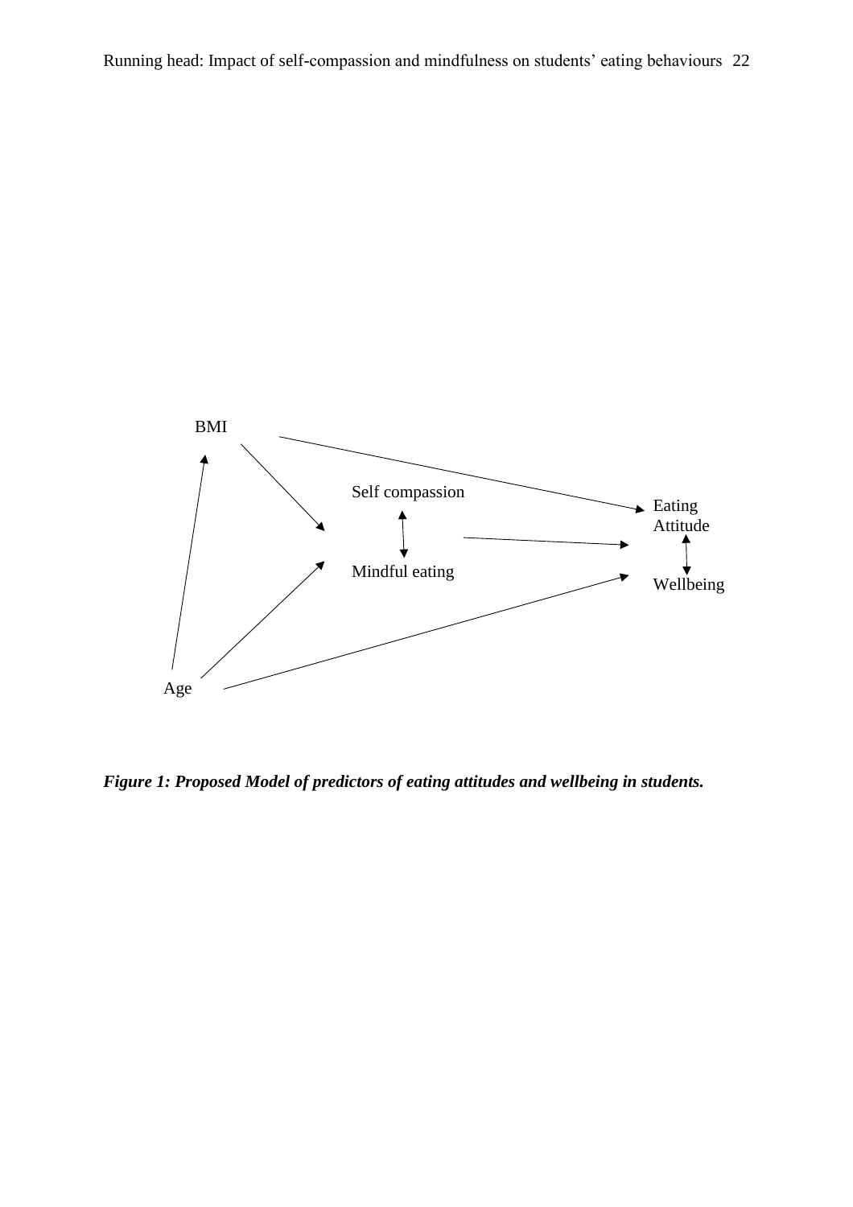BMI

Self compassion

Mindful eating

Eating Attitude

Wellbeing

Age

***Figure 1: Proposed Model of predictors of eating attitudes and wellbeing in students.***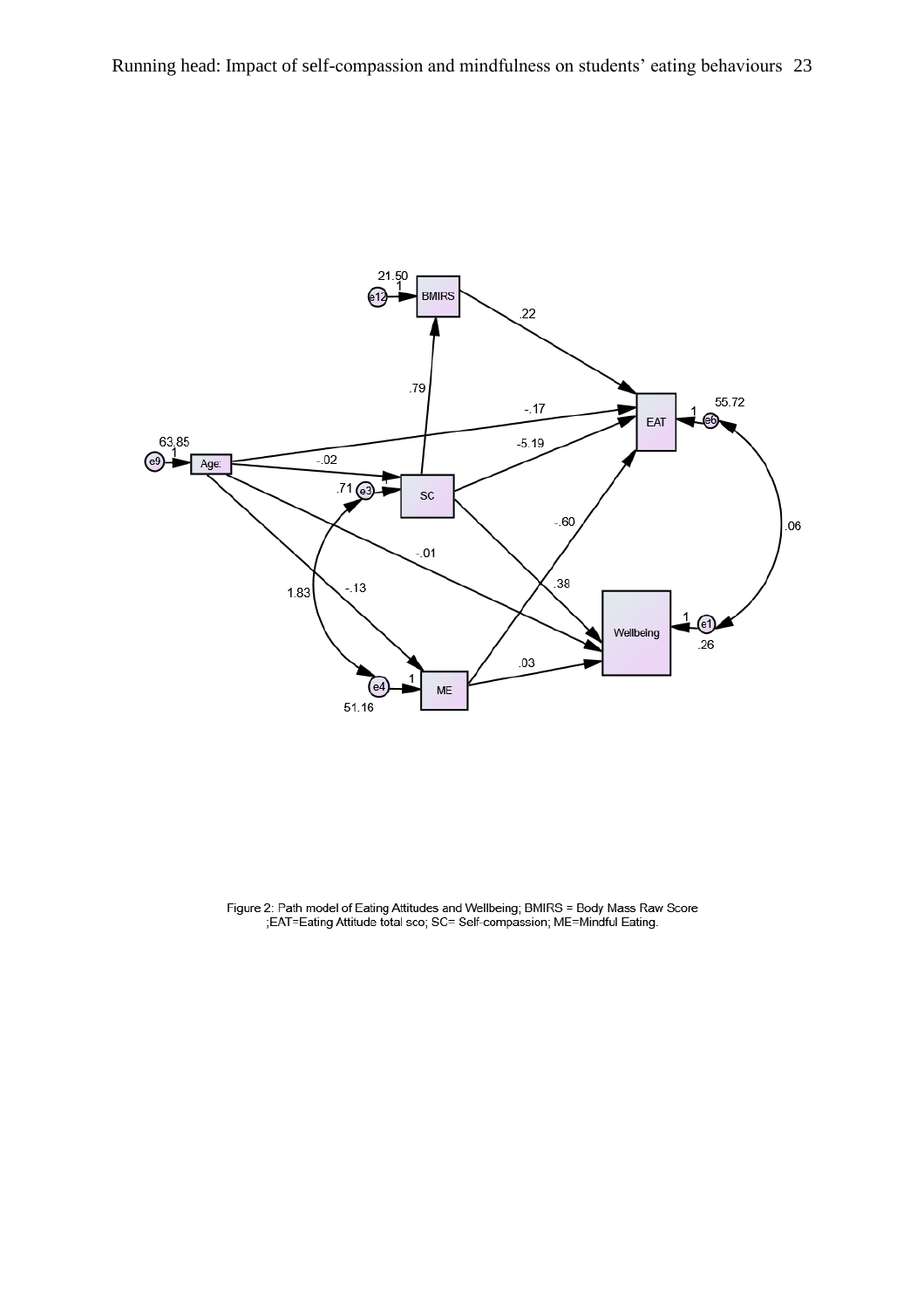Figure 2: Path model of Eating Attitudes and Wellbeing; BMIRS = Body Mass Raw Score ;EAT=Eating Attitude total sco; SC= Self-compassion; ME=Mindful Eating.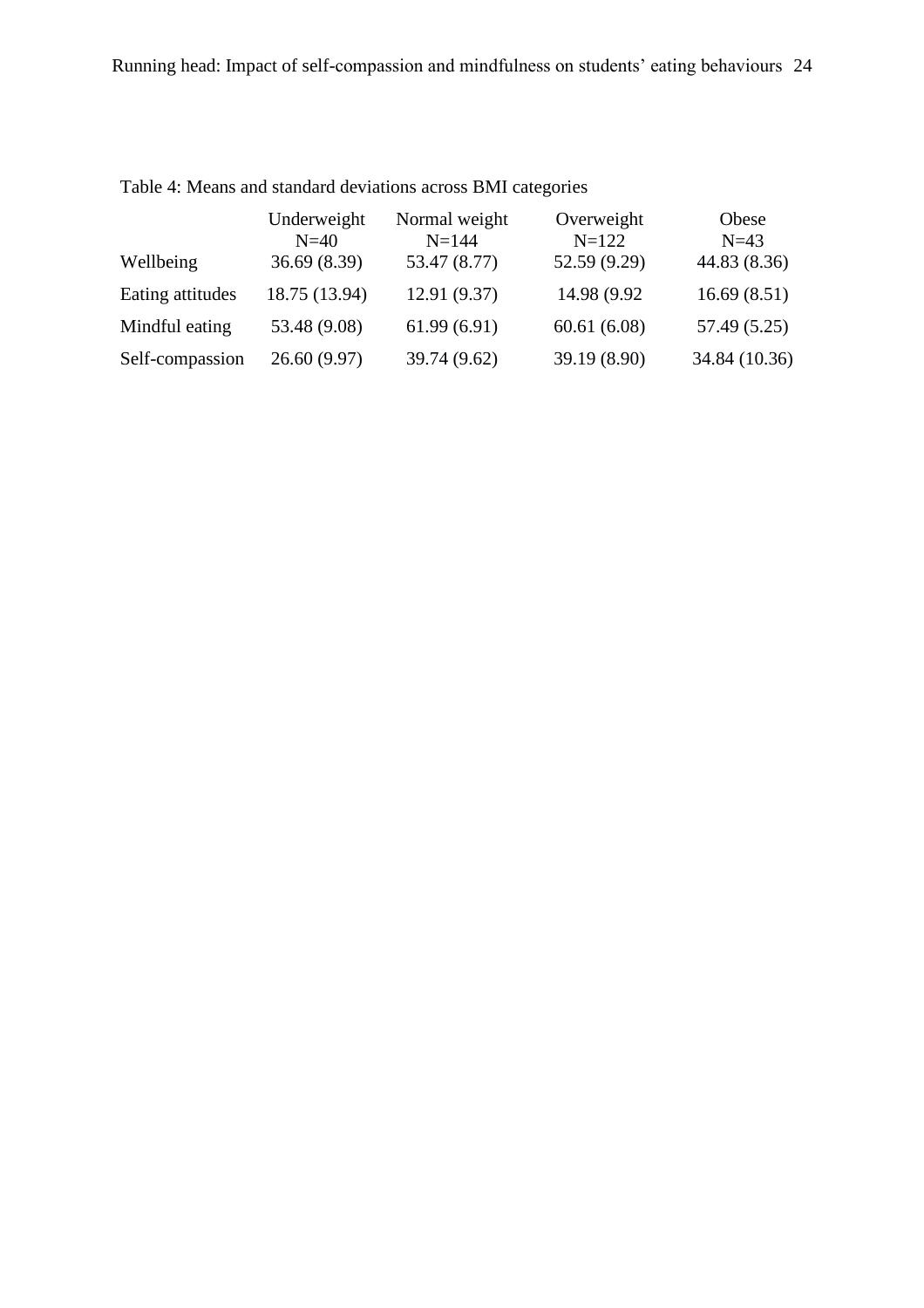Table 4: Means and standard deviations across BMI categories

| | Underweight N=40 | Normal weight N=144 | Overweight N=122 | Obese N=43 |
|---|---|---|---|---|
| Wellbeing | 36.69 (8.39) | 53.47 (8.77) | 52.59 (9.29) | 44.83 (8.36) |
| Eating attitudes | 18.75 (13.94) | 12.91 (9.37) | 14.98 (9.92 | 16.69 (8.51) |
| Mindful eating | 53.48 (9.08) | 61.99 (6.91) | 60.61 (6.08) | 57.49 (5.25) |
| Self-compassion | 26.60 (9.97) | 39.74 (9.62) | 39.19 (8.90) | 34.84 (10.36) |